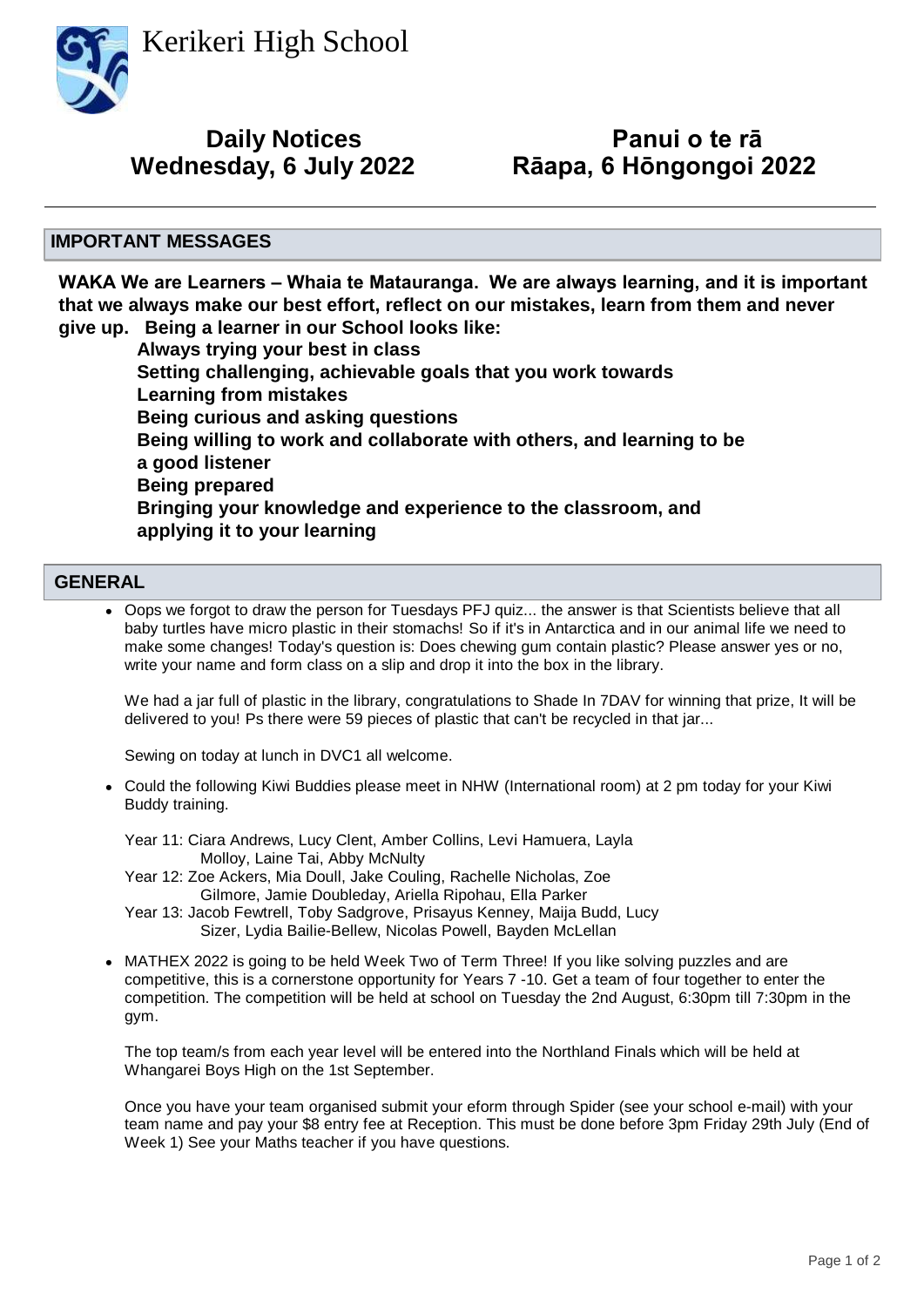# Kerikeri High School

## Daily Notices
## Wednesday, 6 July 2022

## Panui o te rā
## Rāapa, 6 Hōngongoi 2022

---

## IMPORTANT MESSAGES

**WAKA We are Learners – Whaia te Matauranga. We are always learning, and it is important that we always make our best effort, reflect on our mistakes, learn from them and never give up. Being a learner in our School looks like:**

**Always trying your best in class**
**Setting challenging, achievable goals that you work towards**
**Learning from mistakes**
**Being curious and asking questions**
**Being willing to work and collaborate with others, and learning to be a good listener**
**Being prepared**
**Bringing your knowledge and experience to the classroom, and applying it to your learning**

## GENERAL

- Oops we forgot to draw the person for Tuesdays PFJ quiz... the answer is that Scientists believe that all baby turtles have micro plastic in their stomachs! So if it's in Antarctica and in our animal life we need to make some changes! Today's question is: Does chewing gum contain plastic? Please answer yes or no, write your name and form class on a slip and drop it into the box in the library.

  We had a jar full of plastic in the library, congratulations to Shade In 7DAV for winning that prize, It will be delivered to you! Ps there were 59 pieces of plastic that can't be recycled in that jar...

  Sewing on today at lunch in DVC1 all welcome.

- Could the following Kiwi Buddies please meet in NHW (International room) at 2 pm today for your Kiwi Buddy training.

  Year 11: Ciara Andrews, Lucy Clent, Amber Collins, Levi Hamuera, Layla Molloy, Laine Tai, Abby McNulty
  Year 12: Zoe Ackers, Mia Doull, Jake Couling, Rachelle Nicholas, Zoe Gilmore, Jamie Doubleday, Ariella Ripohau, Ella Parker
  Year 13: Jacob Fewtrell, Toby Sadgrove, Prisayus Kenney, Maija Budd, Lucy Sizer, Lydia Bailie-Bellew, Nicolas Powell, Bayden McLellan

- MATHEX 2022 is going to be held Week Two of Term Three! If you like solving puzzles and are competitive, this is a cornerstone opportunity for Years 7 -10. Get a team of four together to enter the competition. The competition will be held at school on Tuesday the 2nd August, 6:30pm till 7:30pm in the gym.

  The top team/s from each year level will be entered into the Northland Finals which will be held at Whangarei Boys High on the 1st September.

  Once you have your team organised submit your eform through Spider (see your school e-mail) with your team name and pay your $8 entry fee at Reception. This must be done before 3pm Friday 29th July (End of Week 1) See your Maths teacher if you have questions.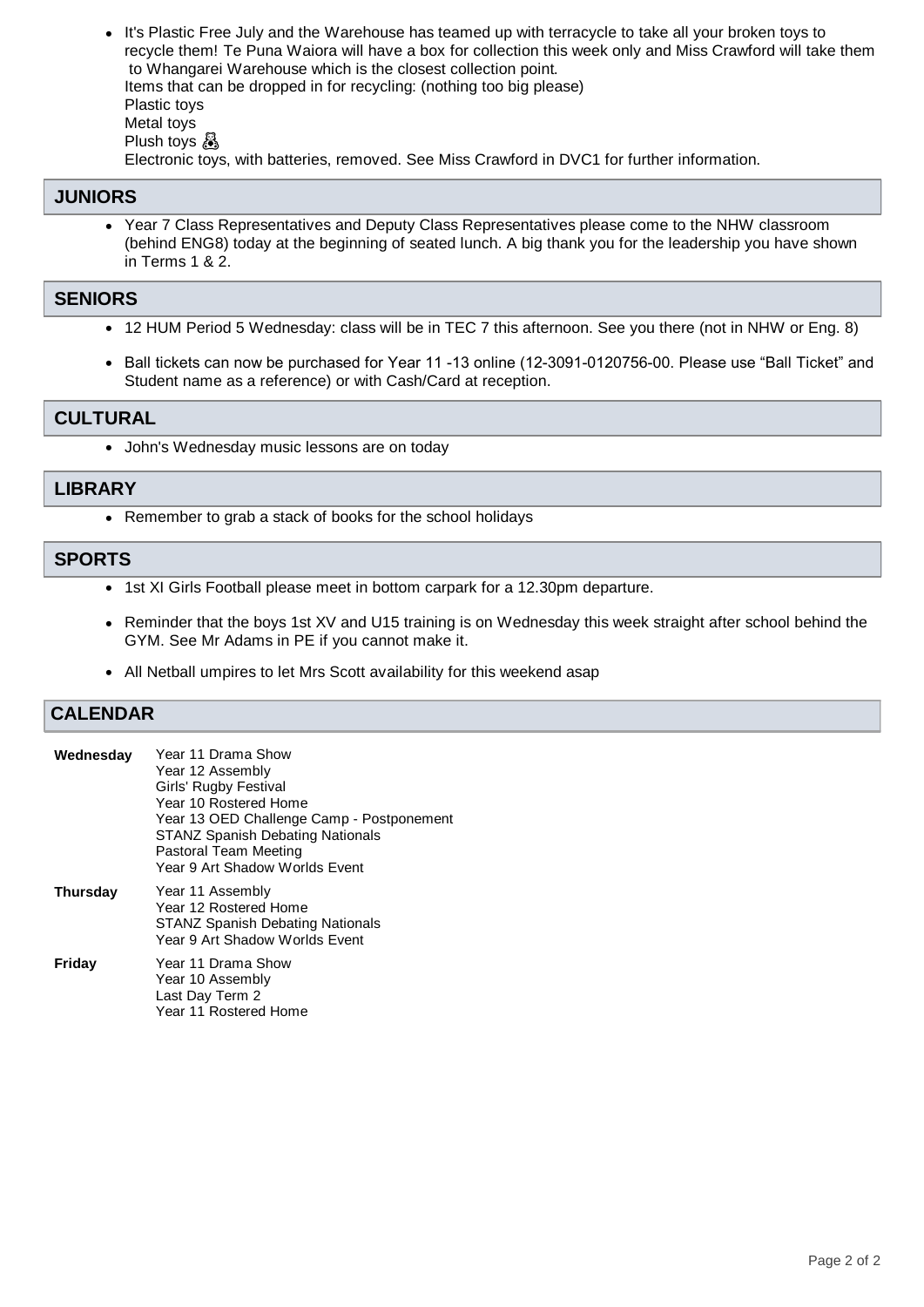- It's Plastic Free July and the Warehouse has teamed up with terracycle to take all your broken toys to recycle them! Te Puna Waiora will have a box for collection this week only and Miss Crawford will take them to Whangarei Warehouse which is the closest collection point.
  Items that can be dropped in for recycling: (nothing too big please)
  Plastic toys
  Metal toys
  Plush toys 🧸
  Electronic toys, with batteries, removed. See Miss Crawford in DVC1 for further information.

## JUNIORS

- Year 7 Class Representatives and Deputy Class Representatives please come to the NHW classroom (behind ENG8) today at the beginning of seated lunch. A big thank you for the leadership you have shown in Terms 1 & 2.

## SENIORS

- 12 HUM Period 5 Wednesday: class will be in TEC 7 this afternoon. See you there (not in NHW or Eng. 8)
- Ball tickets can now be purchased for Year 11 -13 online (12-3091-0120756-00. Please use "Ball Ticket" and Student name as a reference) or with Cash/Card at reception.

## CULTURAL

- John's Wednesday music lessons are on today

## LIBRARY

- Remember to grab a stack of books for the school holidays

## SPORTS

- 1st XI Girls Football please meet in bottom carpark for a 12.30pm departure.
- Reminder that the boys 1st XV and U15 training is on Wednesday this week straight after school behind the GYM. See Mr Adams in PE if you cannot make it.
- All Netball umpires to let Mrs Scott availability for this weekend asap

## CALENDAR

| | |
|---|---|
| **Wednesday** | Year 11 Drama Show<br>Year 12 Assembly<br>Girls' Rugby Festival<br>Year 10 Rostered Home<br>Year 13 OED Challenge Camp - Postponement<br>STANZ Spanish Debating Nationals<br>Pastoral Team Meeting<br>Year 9 Art Shadow Worlds Event |
| **Thursday** | Year 11 Assembly<br>Year 12 Rostered Home<br>STANZ Spanish Debating Nationals<br>Year 9 Art Shadow Worlds Event |
| **Friday** | Year 11 Drama Show<br>Year 10 Assembly<br>Last Day Term 2<br>Year 11 Rostered Home |